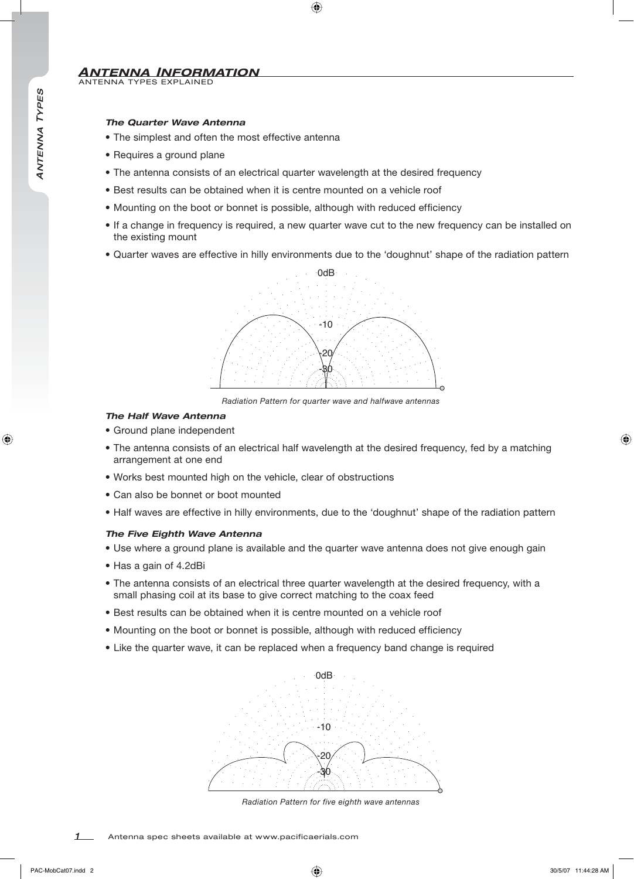# *Antenna Information*

ANTENNA TYPES EXPLAINED

### *The Quarter Wave Antenna*

- The simplest and often the most effective antenna
- Requires a ground plane
- The antenna consists of an electrical quarter wavelength at the desired frequency
- Best results can be obtained when it is centre mounted on a vehicle roof
- Mounting on the boot or bonnet is possible, although with reduced efficiency
- If a change in frequency is required, a new quarter wave cut to the new frequency can be installed on the existing mount
- Quarter waves are effective in hilly environments due to the 'doughnut' shape of the radiation pattern

*Radiation Pattern for quarter wave and halfwave antennas*

### *The Half Wave Antenna*

- Ground plane independent
- The antenna consists of an electrical half wavelength at the desired frequency, fed by a matching arrangement at one end
- Works best mounted high on the vehicle, clear of obstructions
- Can also be bonnet or boot mounted
- Half waves are effective in hilly environments, due to the 'doughnut' shape of the radiation pattern

### *The Five Eighth Wave Antenna*

- Use where a ground plane is available and the quarter wave antenna does not give enough gain
- Has a gain of 4.2dBi
- The antenna consists of an electrical three quarter wavelength at the desired frequency, with a small phasing coil at its base to give correct matching to the coax feed
- Best results can be obtained when it is centre mounted on a vehicle roof
- Mounting on the boot or bonnet is possible, although with reduced efficiency
- Like the quarter wave, it can be replaced when a frequency band change is required

*Radiation Pattern for five eighth wave antennas*

Antenna spec sheets available at www.pacificaerials.com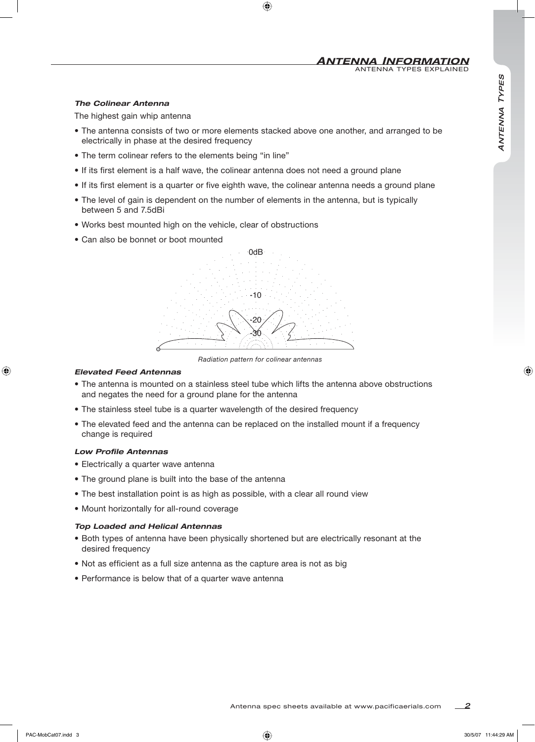## The Colinear Antenna

The highest gain whip antenna

- The antenna consists of two or more elements stacked above one another, and arranged to be electrically in phase at the desired frequency
- The term colinear refers to the elements being "in line"
- If its first element is a half wave, the colinear antenna does not need a ground plane
- If its first element is a quarter or five eighth wave, the colinear antenna needs a ground plane
- The level of gain is dependent on the number of elements in the antenna, but is typically between 5 and 7.5dBi
- Works best mounted high on the vehicle, clear of obstructions
- Can also be bonnet or boot mounted

0dB
-10
-20
-30

*Radiation pattern for colinear antennas*

## Elevated Feed Antennas

- The antenna is mounted on a stainless steel tube which lifts the antenna above obstructions and negates the need for a ground plane for the antenna
- The stainless steel tube is a quarter wavelength of the desired frequency
- The elevated feed and the antenna can be replaced on the installed mount if a frequency change is required

## Low Profile Antennas

- Electrically a quarter wave antenna
- The ground plane is built into the base of the antenna
- The best installation point is as high as possible, with a clear all round view
- Mount horizontally for all-round coverage

## Top Loaded and Helical Antennas

- Both types of antenna have been physically shortened but are electrically resonant at the desired frequency
- Not as efficient as a full size antenna as the capture area is not as big
- Performance is below that of a quarter wave antenna